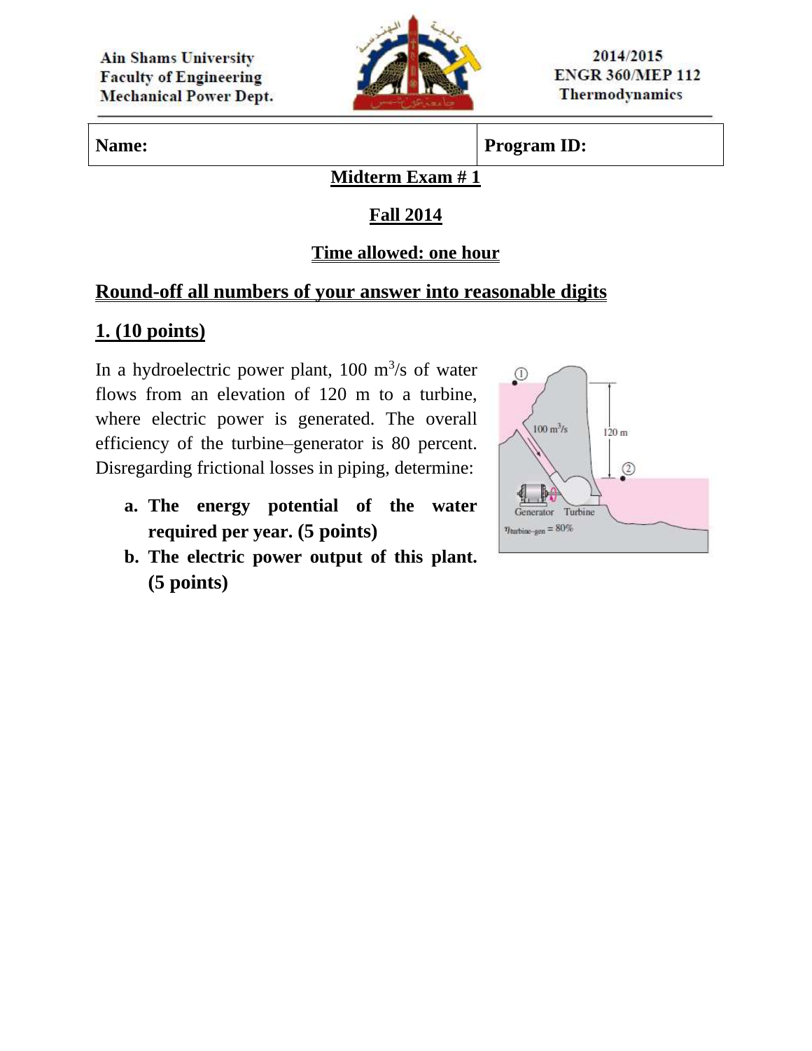Ain Shams University
Faculty of Engineering
Mechanical Power Dept.

2014/2015
ENGR 360/MEP 112
Thermodynamics

| Name: | Program ID: |
| --- | --- |

# Midterm Exam # 1

## Fall 2014

### Time allowed: one hour

## Round-off all numbers of your answer into reasonable digits

## 1. (10 points)

In a hydroelectric power plant, 100 $m^3/s$ of water flows from an elevation of 120 m to a turbine, where electric power is generated. The overall efficiency of the turbine–generator is 80 percent. Disregarding frictional losses in piping, determine:

a. **The energy potential of the water required per year. (5 points)**
b. **The electric power output of this plant. (5 points)**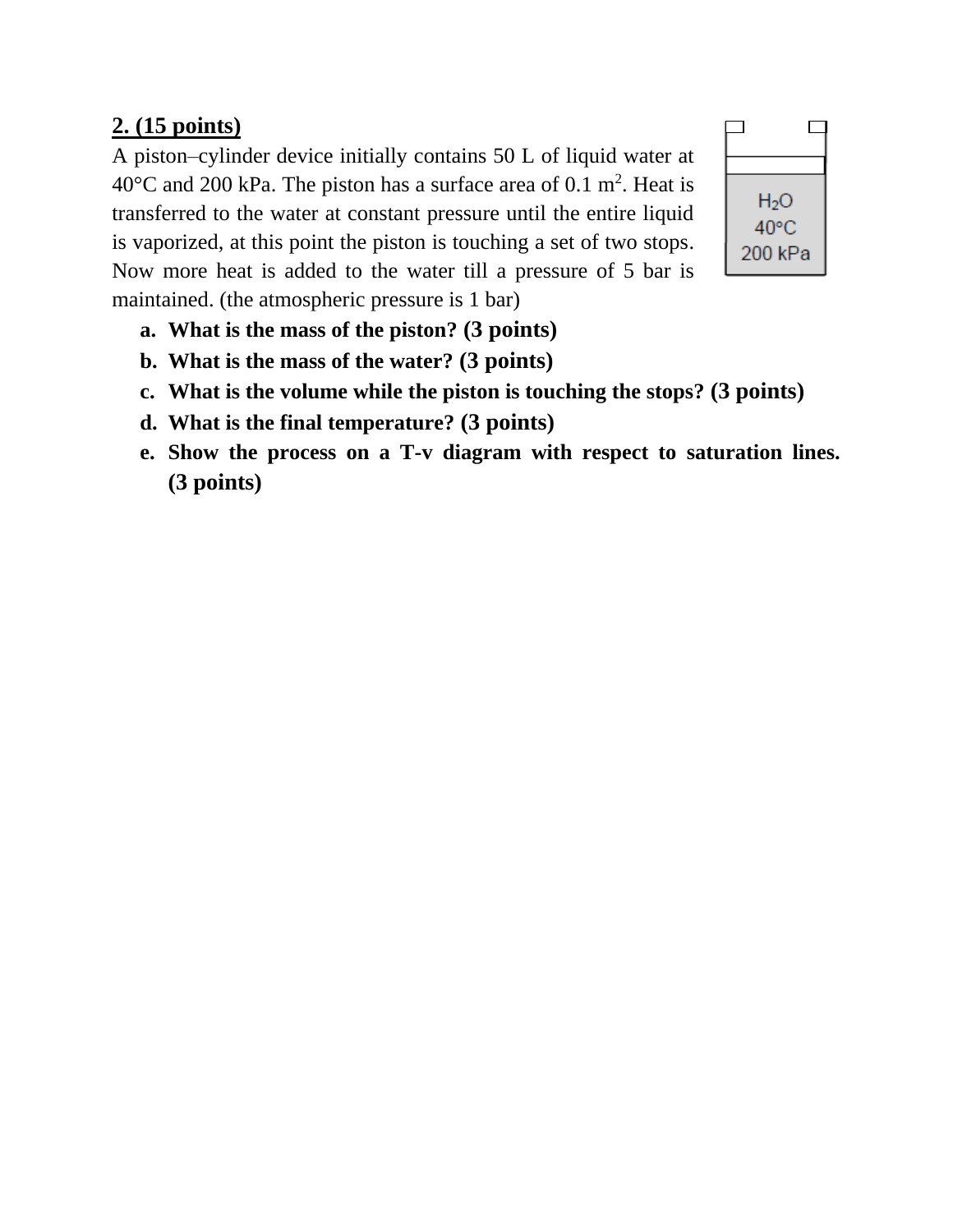**2. (15 points)**

A piston–cylinder device initially contains 50 L of liquid water at 40°C and 200 kPa. The piston has a surface area of 0.1 $m^2$. Heat is transferred to the water at constant pressure until the entire liquid is vaporized, at this point the piston is touching a set of two stops. Now more heat is added to the water till a pressure of 5 bar is maintained. (the atmospheric pressure is 1 bar)

$H_2O$
40°C
200 kPa

a. **What is the mass of the piston? (3 points)**
b. **What is the mass of the water? (3 points)**
c. **What is the volume while the piston is touching the stops? (3 points)**
d. **What is the final temperature? (3 points)**
e. **Show the process on a T-v diagram with respect to saturation lines. (3 points)**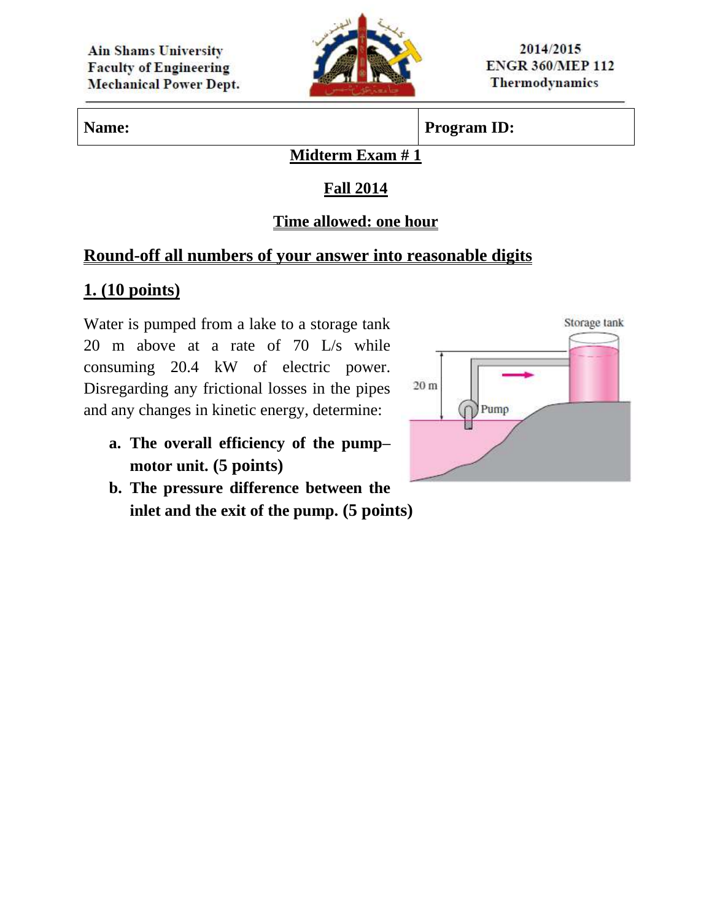Ain Shams University
Faculty of Engineering
Mechanical Power Dept.

2014/2015
ENGR 360/MEP 112
Thermodynamics

| **Name:** | **Program ID:** |
| --- | --- |

# Midterm Exam # 1

## Fall 2014

## Time allowed: one hour

## Round-off all numbers of your answer into reasonable digits

## 1. (10 points)

Water is pumped from a lake to a storage tank 20 m above at a rate of 70 L/s while consuming 20.4 kW of electric power. Disregarding any frictional losses in the pipes and any changes in kinetic energy, determine:

a. **The overall efficiency of the pump–motor unit. (5 points)**
b. **The pressure difference between the inlet and the exit of the pump. (5 points)**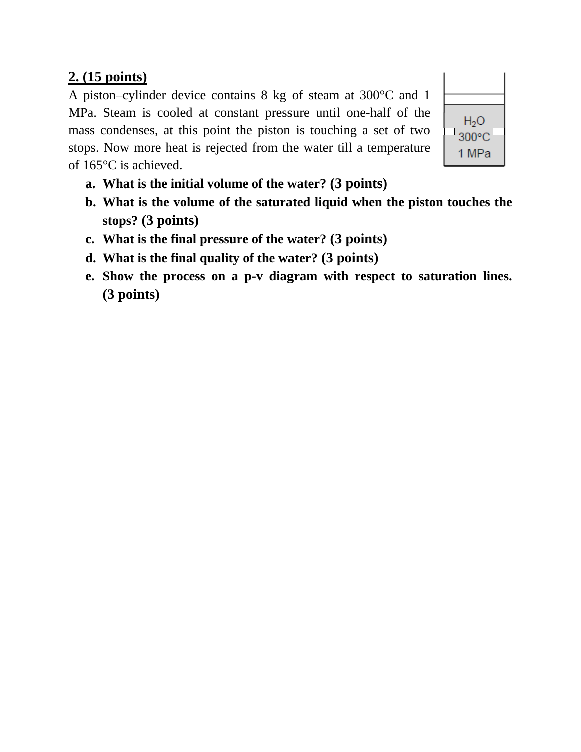**2. (15 points)**

A piston–cylinder device contains 8 kg of steam at 300°C and 1 MPa. Steam is cooled at constant pressure until one-half of the mass condenses, at this point the piston is touching a set of two stops. Now more heat is rejected from the water till a temperature of 165°C is achieved.

$H_2O$
300°C
1 MPa

a. **What is the initial volume of the water? (3 points)**
b. **What is the volume of the saturated liquid when the piston touches the stops? (3 points)**
c. **What is the final pressure of the water? (3 points)**
d. **What is the final quality of the water? (3 points)**
e. **Show the process on a p-v diagram with respect to saturation lines. (3 points)**